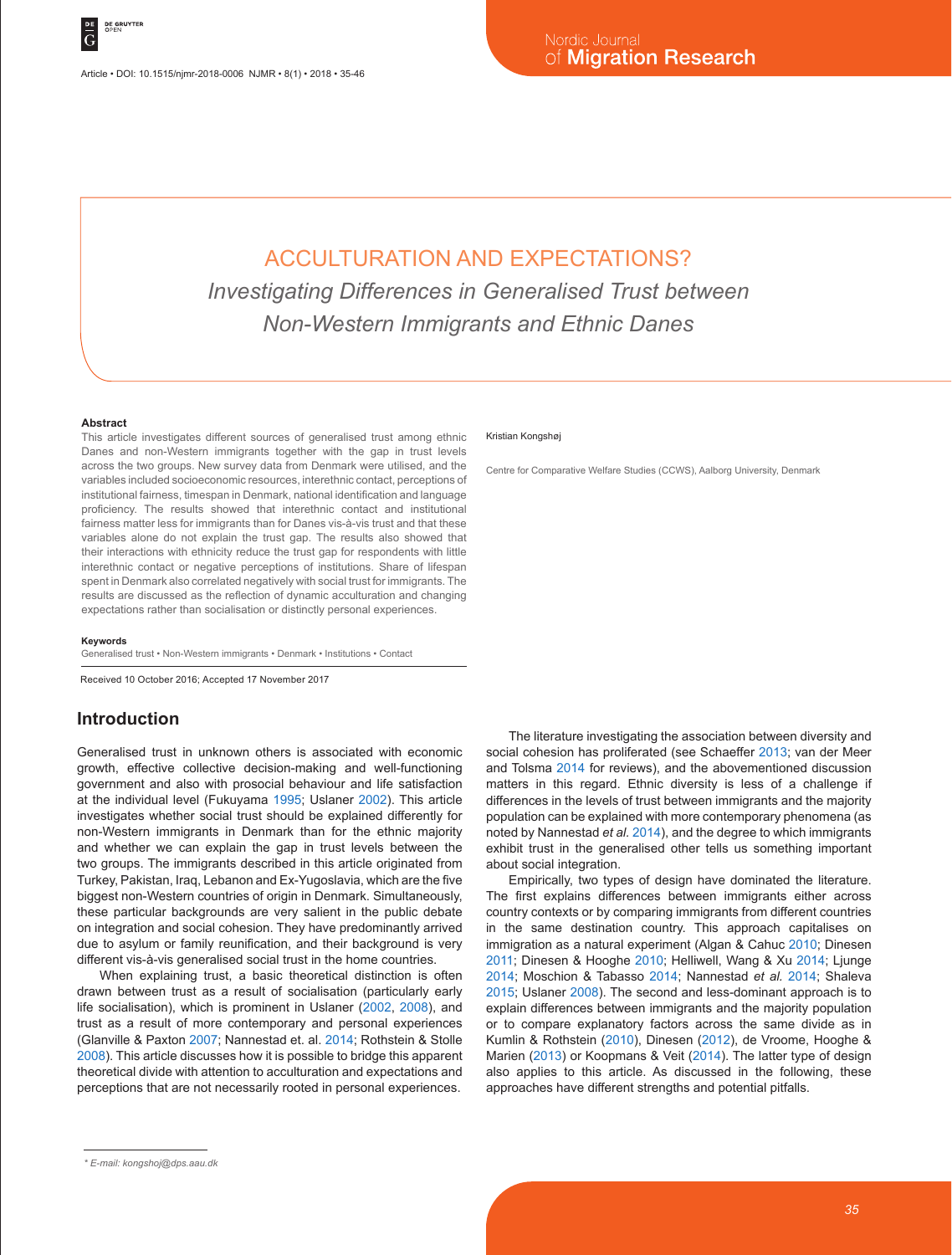# ACCULTURATION AND EXPECTATIONS?

## *Investigating Differences in Generalised Trust between Non-Western Immigrants and Ethnic Danes*

Kristian Kongshøj

Centre for Comparative Welfare Studies (CCWS), Aalborg University, Denmark

* E-mail: kongshoj@dps.aau.dk

### Abstract

This article investigates different sources of generalised trust among ethnic Danes and non-Western immigrants together with the gap in trust levels across the two groups. New survey data from Denmark were utilised, and the variables included socioeconomic resources, interethnic contact, perceptions of institutional fairness, timespan in Denmark, national identification and language proficiency. The results showed that interethnic contact and institutional fairness matter less for immigrants than for Danes vis-à-vis trust and that these variables alone do not explain the trust gap. The results also showed that their interactions with ethnicity reduce the trust gap for respondents with little interethnic contact or negative perceptions of institutions. Share of lifespan spent in Denmark also correlated negatively with social trust for immigrants. The results are discussed as the reflection of dynamic acculturation and changing expectations rather than socialisation or distinctly personal experiences.

### Keywords

Generalised trust • Non-Western immigrants • Denmark • Institutions • Contact

Received 10 October 2016; Accepted 17 November 2017

## Introduction

Generalised trust in unknown others is associated with economic growth, effective collective decision-making and well-functioning government and also with prosocial behaviour and life satisfaction at the individual level (Fukuyama 1995; Uslaner 2002). This article investigates whether social trust should be explained differently for non-Western immigrants in Denmark than for the ethnic majority and whether we can explain the gap in trust levels between the two groups. The immigrants described in this article originated from Turkey, Pakistan, Iraq, Lebanon and Ex-Yugoslavia, which are the five biggest non-Western countries of origin in Denmark. Simultaneously, these particular backgrounds are very salient in the public debate on integration and social cohesion. They have predominantly arrived due to asylum or family reunification, and their background is very different vis-à-vis generalised social trust in the home countries.

When explaining trust, a basic theoretical distinction is often drawn between trust as a result of socialisation (particularly early life socialisation), which is prominent in Uslaner (2002, 2008), and trust as a result of more contemporary and personal experiences (Glanville & Paxton 2007; Nannestad et. al. 2014; Rothstein & Stolle 2008). This article discusses how it is possible to bridge this apparent theoretical divide with attention to acculturation and expectations and perceptions that are not necessarily rooted in personal experiences.

The literature investigating the association between diversity and social cohesion has proliferated (see Schaeffer 2013; van der Meer and Tolsma 2014 for reviews), and the abovementioned discussion matters in this regard. Ethnic diversity is less of a challenge if differences in the levels of trust between immigrants and the majority population can be explained with more contemporary phenomena (as noted by Nannestad *et al.* 2014), and the degree to which immigrants exhibit trust in the generalised other tells us something important about social integration.

Empirically, two types of design have dominated the literature. The first explains differences between immigrants either across country contexts or by comparing immigrants from different countries in the same destination country. This approach capitalises on immigration as a natural experiment (Algan & Cahuc 2010; Dinesen 2011; Dinesen & Hooghe 2010; Helliwell, Wang & Xu 2014; Ljunge 2014; Moschion & Tabasso 2014; Nannestad *et al.* 2014; Shaleva 2015; Uslaner 2008). The second and less-dominant approach is to explain differences between immigrants and the majority population or to compare explanatory factors across the same divide as in Kumlin & Rothstein (2010), Dinesen (2012), de Vroome, Hooghe & Marien (2013) or Koopmans & Veit (2014). The latter type of design also applies to this article. As discussed in the following, these approaches have different strengths and potential pitfalls.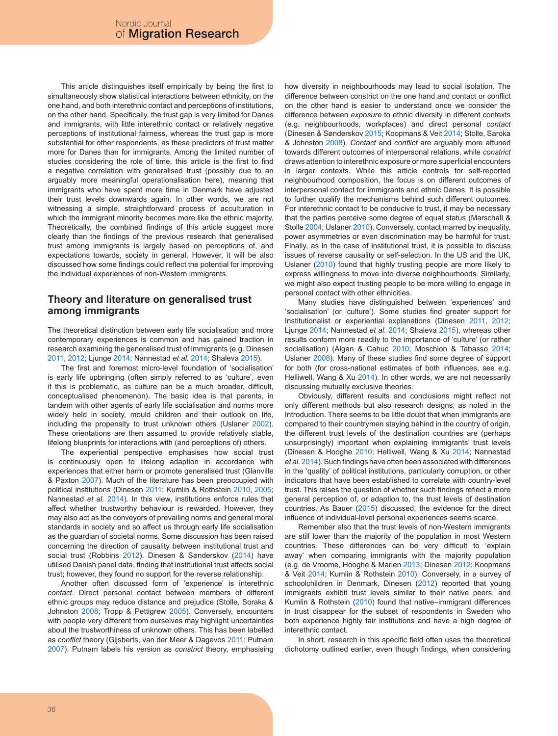This article distinguishes itself empirically by being the first to simultaneously show statistical interactions between ethnicity, on the one hand, and both interethnic contact and perceptions of institutions, on the other hand. Specifically, the trust gap is very limited for Danes and immigrants, with little interethnic contact or relatively negative perceptions of institutional fairness, whereas the trust gap is more substantial for other respondents, as these predictors of trust matter more for Danes than for immigrants. Among the limited number of studies considering the role of time, this article is the first to find a negative correlation with generalised trust (possibly due to an arguably more meaningful operationalisation here), meaning that immigrants who have spent more time in Denmark have adjusted their trust levels downwards again. In other words, we are not witnessing a simple, straightforward process of acculturation in which the immigrant minority becomes more like the ethnic majority. Theoretically, the combined findings of this article suggest more clearly than the findings of the previous research that generalised trust among immigrants is largely based on perceptions of, and expectations towards, society in general. However, it will be also discussed how some findings could reflect the potential for improving the individual experiences of non-Western immigrants.

## Theory and literature on generalised trust among immigrants

The theoretical distinction between early life socialisation and more contemporary experiences is common and has gained traction in research examining the generalised trust of immigrants (e.g. Dinesen 2011, 2012; Ljunge 2014; Nannestad *et al.* 2014; Shaleva 2015).

The first and foremost micro-level foundation of 'socialisation' is early life upbringing (often simply referred to as 'culture', even if this is problematic, as culture can be a much broader, difficult, conceptualised phenomenon). The basic idea is that parents, in tandem with other agents of early life socialisation and norms more widely held in society, mould children and their outlook on life, including the propensity to trust unknown others (Uslaner 2002). These orientations are then assumed to provide relatively stable, lifelong blueprints for interactions with (and perceptions of) others.

The experiential perspective emphasises how social trust is continuously open to lifelong adaption in accordance with experiences that either harm or promote generalised trust (Glanville & Paxton 2007). Much of the literature has been preoccupied with political institutions (Dinesen 2011; Kumlin & Rothstein 2010, 2005; Nannestad *et al.* 2014). In this view, institutions enforce rules that affect whether trustworthy behaviour is rewarded. However, they may also act as the conveyors of prevailing norms and general moral standards in society and so affect us through early life socialisation as the guardian of societal norms. Some discussion has been raised concerning the direction of causality between institutional trust and social trust (Robbins 2012). Dinesen & Sønderskov (2014) have utilised Danish panel data, finding that institutional trust affects social trust; however, they found no support for the reverse relationship.

Another often discussed form of 'experience' is interethnic *contact*. Direct personal contact between members of different ethnic groups may reduce distance and prejudice (Stolle, Soraka & Johnston 2008; Tropp & Pettigrew 2005). Conversely, encounters with people very different from ourselves may highlight uncertainties about the trustworthiness of unknown others. This has been labelled as *conflict* theory (Gijsberts, van der Meer & Dagevos 2011; Putnam 2007). Putnam labels his version as *constrict* theory, emphasising how diversity in neighbourhoods may lead to social isolation. The difference between constrict on the one hand and contact or conflict on the other hand is easier to understand once we consider the difference between *exposure* to ethnic diversity in different contexts (e.g. neighbourhoods, workplaces) and direct personal *contact* (Dinesen & Sønderskov 2015; Koopmans & Veit 2014; Stolle, Saroka & Johnston 2008). *Contact* and *conflict* are arguably more attuned towards different outcomes of interpersonal relations, while *constrict* draws attention to interethnic exposure or more superficial encounters in larger contexts. While this article controls for self-reported neighbourhood composition, the focus is on different outcomes of interpersonal contact for immigrants and ethnic Danes. It is possible to further qualify the mechanisms behind such different outcomes. For interethnic contact to be conducive to trust, it may be necessary that the parties perceive some degree of equal status (Marschall & Stolle 2004; Uslaner 2010). Conversely, contact marred by inequality, power asymmetries or even discrimination may be harmful for trust. Finally, as in the case of institutional trust, it is possible to discuss issues of reverse causality or self-selection. In the US and the UK, Uslaner (2010) found that highly trusting people are more likely to express willingness to move into diverse neighbourhoods. Similarly, we might also expect trusting people to be more willing to engage in personal contact with other ethnicities.

Many studies have distinguished between 'experiences' and 'socialisation' (or 'culture'). Some studies find greater support for Institutionalist or experiential explanations (Dinesen 2011, 2012; Ljunge 2014; Nannestad *et al.* 2014; Shaleva 2015), whereas other results conform more readily to the importance of 'culture' (or rather socialisation) (Algan & Cahuc 2010; Moschion & Tabasso 2014; Uslaner 2008). Many of these studies find some degree of support for both (for cross-national estimates of both influences, see e.g. Helliwell, Wang & Xu 2014). In other words, we are not necessarily discussing mutually exclusive theories.

Obviously, different results and conclusions might reflect not only different methods but also research designs, as noted in the Introduction. There seems to be little doubt that when immigrants are compared to their countrymen staying behind in the country of origin, the different trust levels of the destination countries are (perhaps unsurprisingly) important when explaining immigrants' trust levels (Dinesen & Hooghe 2010; Helliwell, Wang & Xu 2014; Nannestad *et al.* 2014). Such findings have often been associated with differences in the 'quality' of political institutions, particularly corruption, or other indicators that have been established to correlate with country-level trust. This raises the question of whether such findings reflect a more general perception of, or adaption to, the trust levels of destination countries. As Bauer (2015) discussed, the evidence for the direct influence of individual-level personal experiences seems scarce.

Remember also that the trust levels of non-Western immigrants are still lower than the majority of the population in most Western countries. These differences can be very difficult to 'explain away' when comparing immigrants with the majority population (e.g. de Vroome, Hooghe & Marien 2013; Dinesen 2012; Koopmans & Veit 2014; Kumlin & Rothstein 2010). Conversely, in a survey of schoolchildren in Denmark, Dinesen (2012) reported that young immigrants exhibit trust levels similar to their native peers, and Kumlin & Rothstein (2010) found that native–immigrant differences in trust disappear for the subset of respondents in Sweden who both experience highly fair institutions and have a high degree of interethnic contact.

In short, research in this specific field often uses the theoretical dichotomy outlined earlier, even though findings, when considering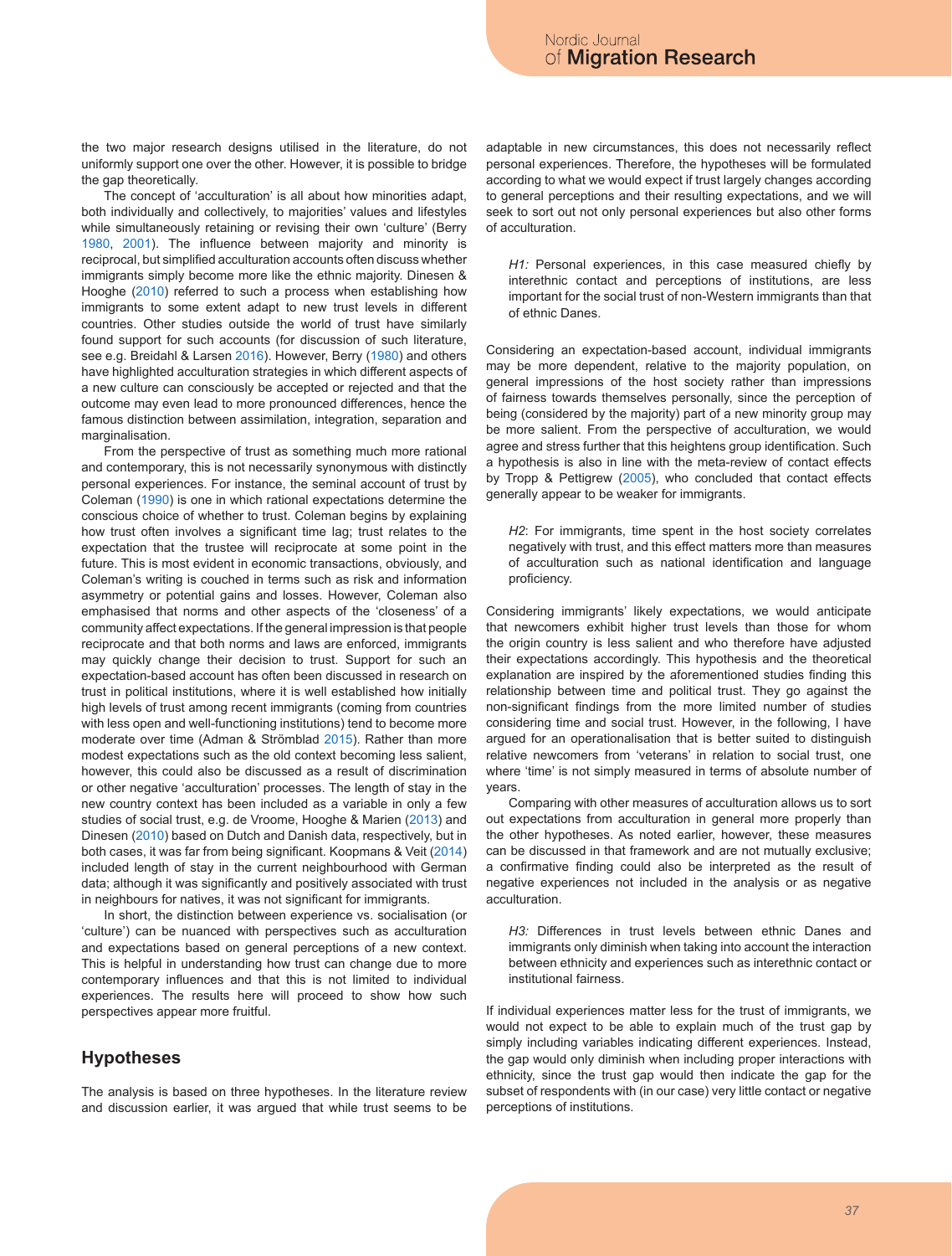the two major research designs utilised in the literature, do not uniformly support one over the other. However, it is possible to bridge the gap theoretically.

The concept of 'acculturation' is all about how minorities adapt, both individually and collectively, to majorities' values and lifestyles while simultaneously retaining or revising their own 'culture' (Berry 1980, 2001). The influence between majority and minority is reciprocal, but simplified acculturation accounts often discuss whether immigrants simply become more like the ethnic majority. Dinesen & Hooghe (2010) referred to such a process when establishing how immigrants to some extent adapt to new trust levels in different countries. Other studies outside the world of trust have similarly found support for such accounts (for discussion of such literature, see e.g. Breidahl & Larsen 2016). However, Berry (1980) and others have highlighted acculturation strategies in which different aspects of a new culture can consciously be accepted or rejected and that the outcome may even lead to more pronounced differences, hence the famous distinction between assimilation, integration, separation and marginalisation.

From the perspective of trust as something much more rational and contemporary, this is not necessarily synonymous with distinctly personal experiences. For instance, the seminal account of trust by Coleman (1990) is one in which rational expectations determine the conscious choice of whether to trust. Coleman begins by explaining how trust often involves a significant time lag; trust relates to the expectation that the trustee will reciprocate at some point in the future. This is most evident in economic transactions, obviously, and Coleman's writing is couched in terms such as risk and information asymmetry or potential gains and losses. However, Coleman also emphasised that norms and other aspects of the 'closeness' of a community affect expectations. If the general impression is that people reciprocate and that both norms and laws are enforced, immigrants may quickly change their decision to trust. Support for such an expectation-based account has often been discussed in research on trust in political institutions, where it is well established how initially high levels of trust among recent immigrants (coming from countries with less open and well-functioning institutions) tend to become more moderate over time (Adman & Strömblad 2015). Rather than more modest expectations such as the old context becoming less salient, however, this could also be discussed as a result of discrimination or other negative 'acculturation' processes. The length of stay in the new country context has been included as a variable in only a few studies of social trust, e.g. de Vroome, Hooghe & Marien (2013) and Dinesen (2010) based on Dutch and Danish data, respectively, but in both cases, it was far from being significant. Koopmans & Veit (2014) included length of stay in the current neighbourhood with German data; although it was significantly and positively associated with trust in neighbours for natives, it was not significant for immigrants.

In short, the distinction between experience vs. socialisation (or 'culture') can be nuanced with perspectives such as acculturation and expectations based on general perceptions of a new context. This is helpful in understanding how trust can change due to more contemporary influences and that this is not limited to individual experiences. The results here will proceed to show how such perspectives appear more fruitful.

## Hypotheses

The analysis is based on three hypotheses. In the literature review and discussion earlier, it was argued that while trust seems to be adaptable in new circumstances, this does not necessarily reflect personal experiences. Therefore, the hypotheses will be formulated according to what we would expect if trust largely changes according to general perceptions and their resulting expectations, and we will seek to sort out not only personal experiences but also other forms of acculturation.

> *H1:* Personal experiences, in this case measured chiefly by interethnic contact and perceptions of institutions, are less important for the social trust of non-Western immigrants than that of ethnic Danes.

Considering an expectation-based account, individual immigrants may be more dependent, relative to the majority population, on general impressions of the host society rather than impressions of fairness towards themselves personally, since the perception of being (considered by the majority) part of a new minority group may be more salient. From the perspective of acculturation, we would agree and stress further that this heightens group identification. Such a hypothesis is also in line with the meta-review of contact effects by Tropp & Pettigrew (2005), who concluded that contact effects generally appear to be weaker for immigrants.

> *H2*: For immigrants, time spent in the host society correlates negatively with trust, and this effect matters more than measures of acculturation such as national identification and language proficiency.

Considering immigrants' likely expectations, we would anticipate that newcomers exhibit higher trust levels than those for whom the origin country is less salient and who therefore have adjusted their expectations accordingly. This hypothesis and the theoretical explanation are inspired by the aforementioned studies finding this relationship between time and political trust. They go against the non-significant findings from the more limited number of studies considering time and social trust. However, in the following, I have argued for an operationalisation that is better suited to distinguish relative newcomers from 'veterans' in relation to social trust, one where 'time' is not simply measured in terms of absolute number of years.

Comparing with other measures of acculturation allows us to sort out expectations from acculturation in general more properly than the other hypotheses. As noted earlier, however, these measures can be discussed in that framework and are not mutually exclusive; a confirmative finding could also be interpreted as the result of negative experiences not included in the analysis or as negative acculturation.

> *H3:* Differences in trust levels between ethnic Danes and immigrants only diminish when taking into account the interaction between ethnicity and experiences such as interethnic contact or institutional fairness.

If individual experiences matter less for the trust of immigrants, we would not expect to be able to explain much of the trust gap by simply including variables indicating different experiences. Instead, the gap would only diminish when including proper interactions with ethnicity, since the trust gap would then indicate the gap for the subset of respondents with (in our case) very little contact or negative perceptions of institutions.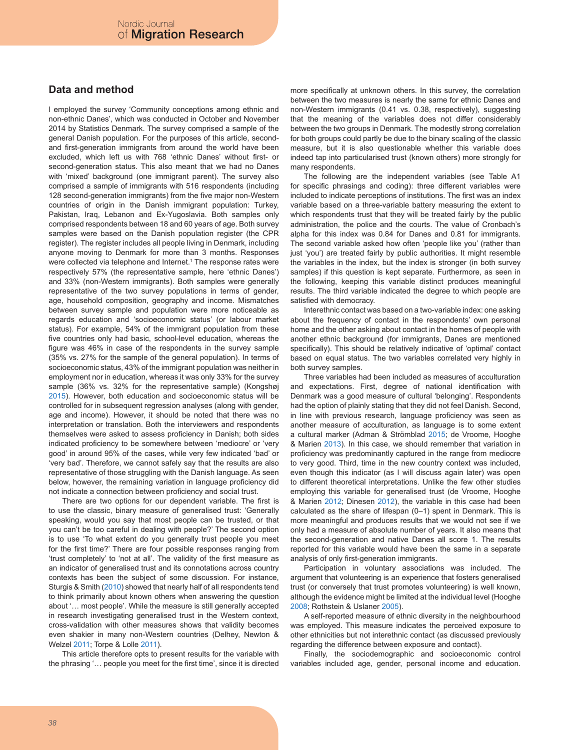## Data and method

I employed the survey 'Community conceptions among ethnic and non-ethnic Danes', which was conducted in October and November 2014 by Statistics Denmark. The survey comprised a sample of the general Danish population. For the purposes of this article, second- and first-generation immigrants from around the world have been excluded, which left us with 768 'ethnic Danes' without first- or second-generation status. This also meant that we had no Danes with 'mixed' background (one immigrant parent). The survey also comprised a sample of immigrants with 516 respondents (including 128 second-generation immigrants) from the five major non-Western countries of origin in the Danish immigrant population: Turkey, Pakistan, Iraq, Lebanon and Ex-Yugoslavia. Both samples only comprised respondents between 18 and 60 years of age. Both survey samples were based on the Danish population register (the CPR register). The register includes all people living in Denmark, including anyone moving to Denmark for more than 3 months. Responses were collected via telephone and Internet.[1] The response rates were respectively 57% (the representative sample, here 'ethnic Danes') and 33% (non-Western immigrants). Both samples were generally representative of the two survey populations in terms of gender, age, household composition, geography and income. Mismatches between survey sample and population were more noticeable as regards education and 'socioeconomic status' (or labour market status). For example, 54% of the immigrant population from these five countries only had basic, school-level education, whereas the figure was 46% in case of the respondents in the survey sample (35% vs. 27% for the sample of the general population). In terms of socioeconomic status, 43% of the immigrant population was neither in employment nor in education, whereas it was only 33% for the survey sample (36% vs. 32% for the representative sample) (Kongshøj 2015). However, both education and socioeconomic status will be controlled for in subsequent regression analyses (along with gender, age and income). However, it should be noted that there was no interpretation or translation. Both the interviewers and respondents themselves were asked to assess proficiency in Danish; both sides indicated proficiency to be somewhere between 'mediocre' or 'very good' in around 95% of the cases, while very few indicated 'bad' or 'very bad'. Therefore, we cannot safely say that the results are also representative of those struggling with the Danish language. As seen below, however, the remaining variation in language proficiency did not indicate a connection between proficiency and social trust.

There are two options for our dependent variable. The first is to use the classic, binary measure of generalised trust: 'Generally speaking, would you say that most people can be trusted, or that you can't be too careful in dealing with people?' The second option is to use 'To what extent do you generally trust people you meet for the first time?' There are four possible responses ranging from 'trust completely' to 'not at all'. The validity of the first measure as an indicator of generalised trust and its connotations across country contexts has been the subject of some discussion. For instance, Sturgis & Smith (2010) showed that nearly half of all respondents tend to think primarily about known others when answering the question about '… most people'. While the measure is still generally accepted in research investigating generalised trust in the Western context, cross-validation with other measures shows that validity becomes even shakier in many non-Western countries (Delhey, Newton & Welzel 2011; Torpe & Lolle 2011).

This article therefore opts to present results for the variable with the phrasing '… people you meet for the first time', since it is directed more specifically at unknown others. In this survey, the correlation between the two measures is nearly the same for ethnic Danes and non-Western immigrants (0.41 vs. 0.38, respectively), suggesting that the meaning of the variables does not differ considerably between the two groups in Denmark. The modestly strong correlation for both groups could partly be due to the binary scaling of the classic measure, but it is also questionable whether this variable does indeed tap into particularised trust (known others) more strongly for many respondents.

The following are the independent variables (see Table A1 for specific phrasings and coding): three different variables were included to indicate perceptions of institutions. The first was an index variable based on a three-variable battery measuring the extent to which respondents trust that they will be treated fairly by the public administration, the police and the courts. The value of Cronbach's alpha for this index was 0.84 for Danes and 0.81 for immigrants. The second variable asked how often 'people like you' (rather than just 'you') are treated fairly by public authorities. It might resemble the variables in the index, but the index is stronger (in both survey samples) if this question is kept separate. Furthermore, as seen in the following, keeping this variable distinct produces meaningful results. The third variable indicated the degree to which people are satisfied with democracy.

Interethnic contact was based on a two-variable index: one asking about the frequency of contact in the respondents' own personal home and the other asking about contact in the homes of people with another ethnic background (for immigrants, Danes are mentioned specifically). This should be relatively indicative of 'optimal' contact based on equal status. The two variables correlated very highly in both survey samples.

Three variables had been included as measures of acculturation and expectations. First, degree of national identification with Denmark was a good measure of cultural 'belonging'. Respondents had the option of plainly stating that they did not feel Danish. Second, in line with previous research, language proficiency was seen as another measure of acculturation, as language is to some extent a cultural marker (Adman & Strömblad 2015; de Vroome, Hooghe & Marien 2013). In this case, we should remember that variation in proficiency was predominantly captured in the range from mediocre to very good. Third, time in the new country context was included, even though this indicator (as I will discuss again later) was open to different theoretical interpretations. Unlike the few other studies employing this variable for generalised trust (de Vroome, Hooghe & Marien 2012; Dinesen 2012), the variable in this case had been calculated as the share of lifespan (0–1) spent in Denmark. This is more meaningful and produces results that we would not see if we only had a measure of absolute number of years. It also means that the second-generation and native Danes all score 1. The results reported for this variable would have been the same in a separate analysis of only first-generation immigrants.

Participation in voluntary associations was included. The argument that volunteering is an experience that fosters generalised trust (or conversely that trust promotes volunteering) is well known, although the evidence might be limited at the individual level (Hooghe 2008; Rothstein & Uslaner 2005).

A self-reported measure of ethnic diversity in the neighbourhood was employed. This measure indicates the perceived exposure to other ethnicities but not interethnic contact (as discussed previously regarding the difference between exposure and contact).

Finally, the sociodemographic and socioeconomic control variables included age, gender, personal income and education.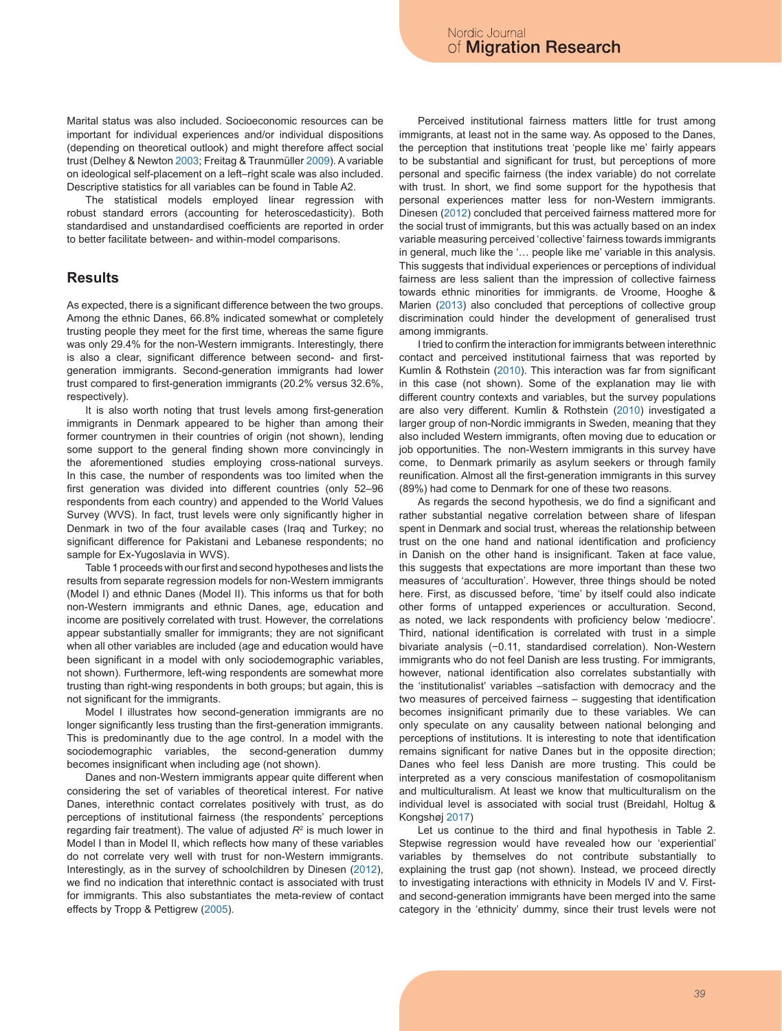Marital status was also included. Socioeconomic resources can be important for individual experiences and/or individual dispositions (depending on theoretical outlook) and might therefore affect social trust (Delhey & Newton 2003; Freitag & Traunmüller 2009). A variable on ideological self-placement on a left–right scale was also included. Descriptive statistics for all variables can be found in Table A2.

The statistical models employed linear regression with robust standard errors (accounting for heteroscedasticity). Both standardised and unstandardised coefficients are reported in order to better facilitate between- and within-model comparisons.

## Results

As expected, there is a significant difference between the two groups. Among the ethnic Danes, 66.8% indicated somewhat or completely trusting people they meet for the first time, whereas the same figure was only 29.4% for the non-Western immigrants. Interestingly, there is also a clear, significant difference between second- and first-generation immigrants. Second-generation immigrants had lower trust compared to first-generation immigrants (20.2% versus 32.6%, respectively).

It is also worth noting that trust levels among first-generation immigrants in Denmark appeared to be higher than among their former countrymen in their countries of origin (not shown), lending some support to the general finding shown more convincingly in the aforementioned studies employing cross-national surveys. In this case, the number of respondents was too limited when the first generation was divided into different countries (only 52–96 respondents from each country) and appended to the World Values Survey (WVS). In fact, trust levels were only significantly higher in Denmark in two of the four available cases (Iraq and Turkey; no significant difference for Pakistani and Lebanese respondents; no sample for Ex-Yugoslavia in WVS).

Table 1 proceeds with our first and second hypotheses and lists the results from separate regression models for non-Western immigrants (Model I) and ethnic Danes (Model II). This informs us that for both non-Western immigrants and ethnic Danes, age, education and income are positively correlated with trust. However, the correlations appear substantially smaller for immigrants; they are not significant when all other variables are included (age and education would have been significant in a model with only sociodemographic variables, not shown). Furthermore, left-wing respondents are somewhat more trusting than right-wing respondents in both groups; but again, this is not significant for the immigrants.

Model I illustrates how second-generation immigrants are no longer significantly less trusting than the first-generation immigrants. This is predominantly due to the age control. In a model with the sociodemographic variables, the second-generation dummy becomes insignificant when including age (not shown).

Danes and non-Western immigrants appear quite different when considering the set of variables of theoretical interest. For native Danes, interethnic contact correlates positively with trust, as do perceptions of institutional fairness (the respondents' perceptions regarding fair treatment). The value of adjusted $R^2$ is much lower in Model I than in Model II, which reflects how many of these variables do not correlate very well with trust for non-Western immigrants. Interestingly, as in the survey of schoolchildren by Dinesen (2012), we find no indication that interethnic contact is associated with trust for immigrants. This also substantiates the meta-review of contact effects by Tropp & Pettigrew (2005).

Perceived institutional fairness matters little for trust among immigrants, at least not in the same way. As opposed to the Danes, the perception that institutions treat 'people like me' fairly appears to be substantial and significant for trust, but perceptions of more personal and specific fairness (the index variable) do not correlate with trust. In short, we find some support for the hypothesis that personal experiences matter less for non-Western immigrants. Dinesen (2012) concluded that perceived fairness mattered more for the social trust of immigrants, but this was actually based on an index variable measuring perceived 'collective' fairness towards immigrants in general, much like the '… people like me' variable in this analysis. This suggests that individual experiences or perceptions of individual fairness are less salient than the impression of collective fairness towards ethnic minorities for immigrants. de Vroome, Hooghe & Marien (2013) also concluded that perceptions of collective group discrimination could hinder the development of generalised trust among immigrants.

I tried to confirm the interaction for immigrants between interethnic contact and perceived institutional fairness that was reported by Kumlin & Rothstein (2010). This interaction was far from significant in this case (not shown). Some of the explanation may lie with different country contexts and variables, but the survey populations are also very different. Kumlin & Rothstein (2010) investigated a larger group of non-Nordic immigrants in Sweden, meaning that they also included Western immigrants, often moving due to education or job opportunities. The non-Western immigrants in this survey have come, to Denmark primarily as asylum seekers or through family reunification. Almost all the first-generation immigrants in this survey (89%) had come to Denmark for one of these two reasons.

As regards the second hypothesis, we do find a significant and rather substantial negative correlation between share of lifespan spent in Denmark and social trust, whereas the relationship between trust on the one hand and national identification and proficiency in Danish on the other hand is insignificant. Taken at face value, this suggests that expectations are more important than these two measures of 'acculturation'. However, three things should be noted here. First, as discussed before, 'time' by itself could also indicate other forms of untapped experiences or acculturation. Second, as noted, we lack respondents with proficiency below 'mediocre'. Third, national identification is correlated with trust in a simple bivariate analysis (−0.11, standardised correlation). Non-Western immigrants who do not feel Danish are less trusting. For immigrants, however, national identification also correlates substantially with the 'institutionalist' variables –satisfaction with democracy and the two measures of perceived fairness – suggesting that identification becomes insignificant primarily due to these variables. We can only speculate on any causality between national belonging and perceptions of institutions. It is interesting to note that identification remains significant for native Danes but in the opposite direction; Danes who feel less Danish are more trusting. This could be interpreted as a very conscious manifestation of cosmopolitanism and multiculturalism. At least we know that multiculturalism on the individual level is associated with social trust (Breidahl, Holtug & Kongshøj 2017)

Let us continue to the third and final hypothesis in Table 2. Stepwise regression would have revealed how our 'experiential' variables by themselves do not contribute substantially to explaining the trust gap (not shown). Instead, we proceed directly to investigating interactions with ethnicity in Models IV and V. First- and second-generation immigrants have been merged into the same category in the 'ethnicity' dummy, since their trust levels were not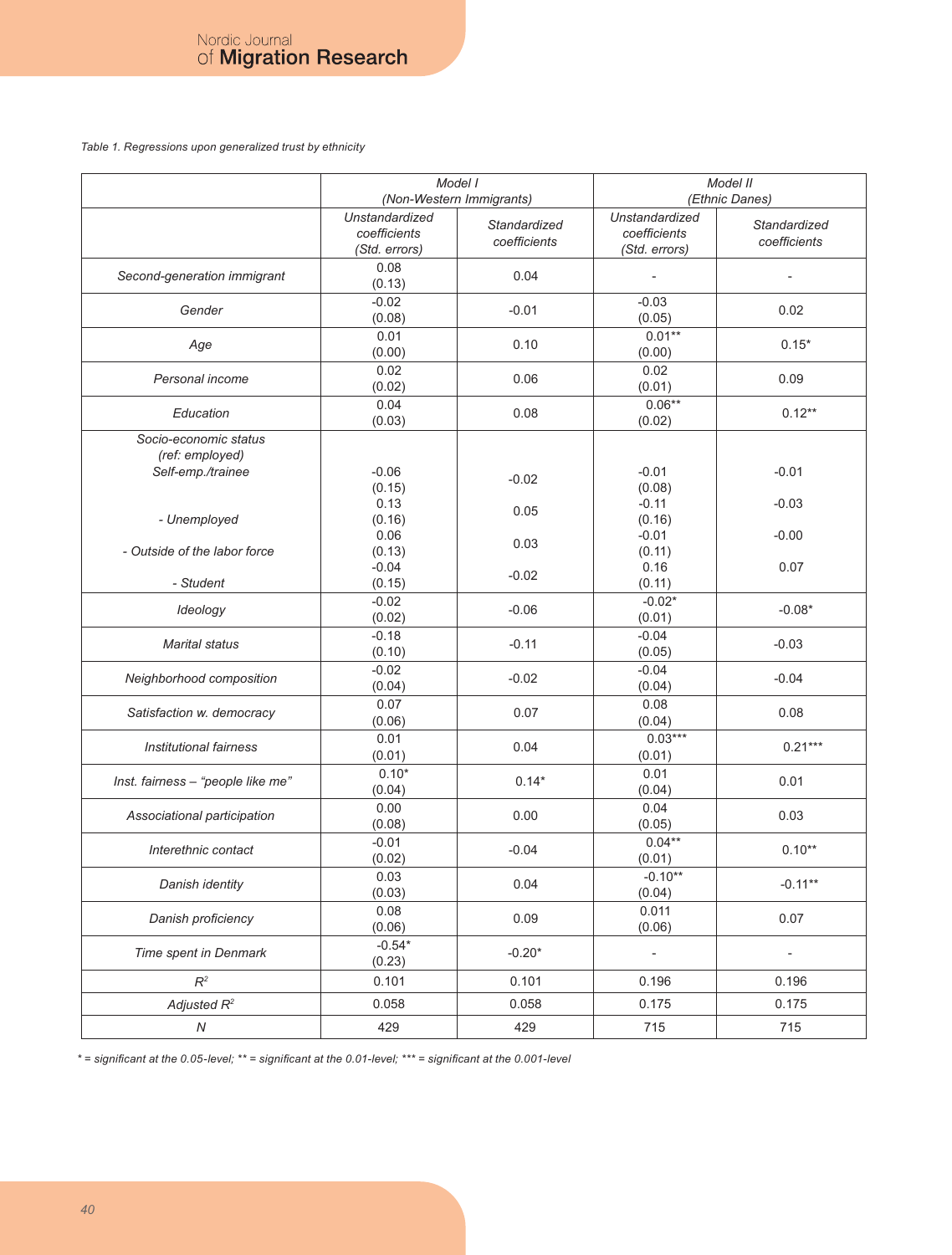*Table 1. Regressions upon generalized trust by ethnicity*

| | Model I (Non-Western Immigrants) | | Model II (Ethnic Danes) | |
|---|---|---|---|---|
| | Unstandardized coefficients (Std. errors) | Standardized coefficients | Unstandardized coefficients (Std. errors) | Standardized coefficients |
| Second-generation immigrant | 0.08 (0.13) | 0.04 | - | - |
| Gender | -0.02 (0.08) | -0.01 | -0.03 (0.05) | 0.02 |
| Age | 0.01 (0.00) | 0.10 | 0.01** (0.00) | 0.15* |
| Personal income | 0.02 (0.02) | 0.06 | 0.02 (0.01) | 0.09 |
| Education | 0.04 (0.03) | 0.08 | 0.06** (0.02) | 0.12** |
| Socio-economic status (ref: employed) | | | | |
| Self-emp./trainee | -0.06 (0.15) | -0.02 | -0.01 (0.08) | -0.01 |
| - Unemployed | 0.13 (0.16) | 0.05 | -0.11 (0.16) | -0.03 |
| - Outside of the labor force | 0.06 (0.13) | 0.03 | -0.01 (0.11) | -0.00 |
| - Student | -0.04 (0.15) | -0.02 | 0.16 (0.11) | 0.07 |
| Ideology | -0.02 (0.02) | -0.06 | -0.02* (0.01) | -0.08* |
| Marital status | -0.18 (0.10) | -0.11 | -0.04 (0.05) | -0.03 |
| Neighborhood composition | -0.02 (0.04) | -0.02 | -0.04 (0.04) | -0.04 |
| Satisfaction w. democracy | 0.07 (0.06) | 0.07 | 0.08 (0.04) | 0.08 |
| Institutional fairness | 0.01 (0.01) | 0.04 | 0.03*** (0.01) | 0.21*** |
| Inst. fairness – "people like me" | 0.10* (0.04) | 0.14* | 0.01 (0.04) | 0.01 |
| Associational participation | 0.00 (0.08) | 0.00 | 0.04 (0.05) | 0.03 |
| Interethnic contact | -0.01 (0.02) | -0.04 | 0.04** (0.01) | 0.10** |
| Danish identity | 0.03 (0.03) | 0.04 | -0.10** (0.04) | -0.11** |
| Danish proficiency | 0.08 (0.06) | 0.09 | 0.011 (0.06) | 0.07 |
| Time spent in Denmark | -0.54* (0.23) | -0.20* | - | - |
| $R^2$ | 0.101 | 0.101 | 0.196 | 0.196 |
| Adjusted $R^2$ | 0.058 | 0.058 | 0.175 | 0.175 |
| N | 429 | 429 | 715 | 715 |

*\* = significant at the 0.05-level; \*\* = significant at the 0.01-level; \*\*\* = significant at the 0.001-level*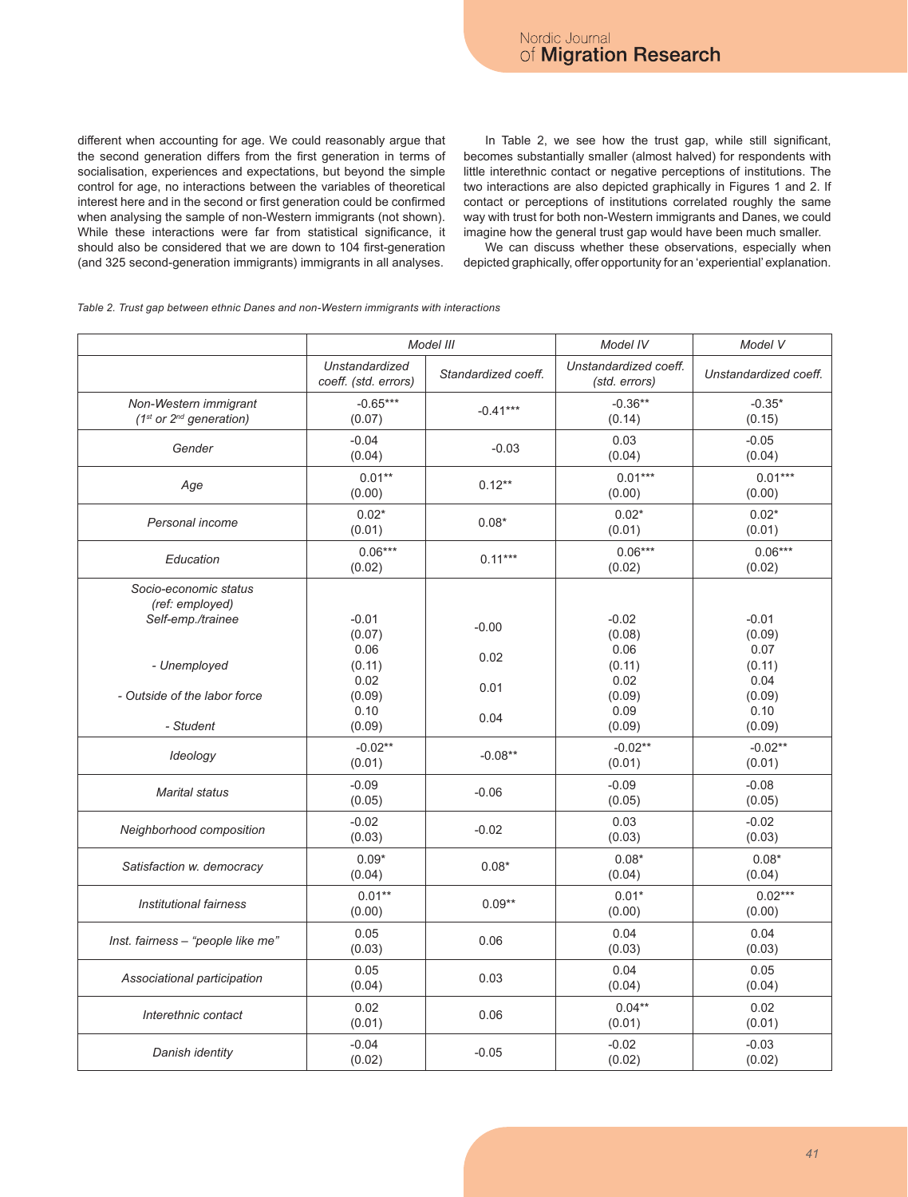different when accounting for age. We could reasonably argue that the second generation differs from the first generation in terms of socialisation, experiences and expectations, but beyond the simple control for age, no interactions between the variables of theoretical interest here and in the second or first generation could be confirmed when analysing the sample of non-Western immigrants (not shown). While these interactions were far from statistical significance, it should also be considered that we are down to 104 first-generation (and 325 second-generation immigrants) immigrants in all analyses.

In Table 2, we see how the trust gap, while still significant, becomes substantially smaller (almost halved) for respondents with little interethnic contact or negative perceptions of institutions. The two interactions are also depicted graphically in Figures 1 and 2. If contact or perceptions of institutions correlated roughly the same way with trust for both non-Western immigrants and Danes, we could imagine how the general trust gap would have been much smaller.

We can discuss whether these observations, especially when depicted graphically, offer opportunity for an 'experiential' explanation.

*Table 2. Trust gap between ethnic Danes and non-Western immigrants with interactions*

| | *Model III* | | *Model IV* | *Model V* |
|---|---|---|---|---|
| | *Unstandardized coeff. (std. errors)* | *Standardized coeff.* | *Unstandardized coeff. (std. errors)* | *Unstandardized coeff.* |
| *Non-Western immigrant (1st or 2nd generation)* | -0.65*** (0.07) | -0.41*** | -0.36** (0.14) | -0.35* (0.15) |
| *Gender* | -0.04 (0.04) | -0.03 | 0.03 (0.04) | -0.05 (0.04) |
| *Age* | 0.01** (0.00) | 0.12** | 0.01*** (0.00) | 0.01*** (0.00) |
| *Personal income* | 0.02* (0.01) | 0.08* | 0.02* (0.01) | 0.02* (0.01) |
| *Education* | 0.06*** (0.02) | 0.11*** | 0.06*** (0.02) | 0.06*** (0.02) |
| *Socio-economic status (ref: employed)* | | | | |
| *Self-emp./trainee* | -0.01 (0.07) | -0.00 | -0.02 (0.08) | -0.01 (0.09) |
| *- Unemployed* | 0.06 (0.11) | 0.02 | 0.06 (0.11) | 0.07 (0.11) |
| *- Outside of the labor force* | 0.02 (0.09) | 0.01 | 0.02 (0.09) | 0.04 (0.09) |
| *- Student* | 0.10 (0.09) | 0.04 | 0.09 (0.09) | 0.10 (0.09) |
| *Ideology* | -0.02** (0.01) | -0.08** | -0.02** (0.01) | -0.02** (0.01) |
| *Marital status* | -0.09 (0.05) | -0.06 | -0.09 (0.05) | -0.08 (0.05) |
| *Neighborhood composition* | -0.02 (0.03) | -0.02 | 0.03 (0.03) | -0.02 (0.03) |
| *Satisfaction w. democracy* | 0.09* (0.04) | 0.08* | 0.08* (0.04) | 0.08* (0.04) |
| *Institutional fairness* | 0.01** (0.00) | 0.09** | 0.01* (0.00) | 0.02*** (0.00) |
| *Inst. fairness – "people like me"* | 0.05 (0.03) | 0.06 | 0.04 (0.03) | 0.04 (0.03) |
| *Associational participation* | 0.05 (0.04) | 0.03 | 0.04 (0.04) | 0.05 (0.04) |
| *Interethnic contact* | 0.02 (0.01) | 0.06 | 0.04** (0.01) | 0.02 (0.01) |
| *Danish identity* | -0.04 (0.02) | -0.05 | -0.02 (0.02) | -0.03 (0.02) |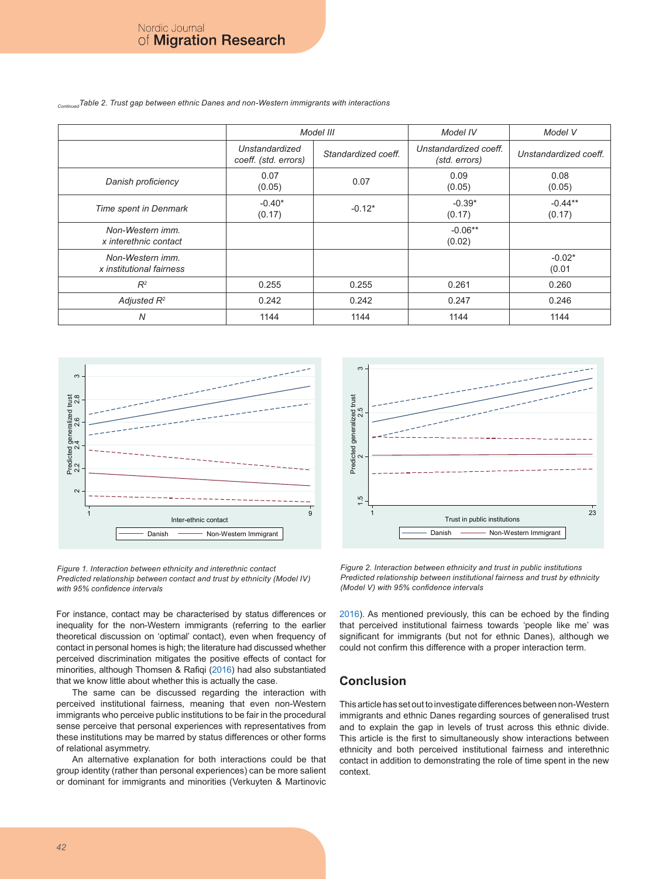*Continued Table 2. Trust gap between ethnic Danes and non-Western immigrants with interactions*

| | Model III | | Model IV | Model V |
|---|---|---|---|---|
| | Unstandardized coeff. (std. errors) | Standardized coeff. | Unstandardized coeff. (std. errors) | Unstandardized coeff. |
| *Danish proficiency* | 0.07 (0.05) | 0.07 | 0.09 (0.05) | 0.08 (0.05) |
| *Time spent in Denmark* | -0.40* (0.17) | -0.12* | -0.39* (0.17) | -0.44** (0.17) |
| *Non-Western imm. x interethnic contact* | | | -0.06** (0.02) | |
| *Non-Western imm. x institutional fairness* | | | | -0.02* (0.01 |
| $R^2$ | 0.255 | 0.255 | 0.261 | 0.260 |
| *Adjusted* $R^2$ | 0.242 | 0.242 | 0.247 | 0.246 |
| *N* | 1144 | 1144 | 1144 | 1144 |

*Figure 1. Interaction between ethnicity and interethnic contact*
*Predicted relationship between contact and trust by ethnicity (Model IV) with 95% confidence intervals*

*Figure 2. Interaction between ethnicity and trust in public institutions*
*Predicted relationship between institutional fairness and trust by ethnicity (Model V) with 95% confidence intervals*

For instance, contact may be characterised by status differences or inequality for the non-Western immigrants (referring to the earlier theoretical discussion on 'optimal' contact), even when frequency of contact in personal homes is high; the literature had discussed whether perceived discrimination mitigates the positive effects of contact for minorities, although Thomsen & Rafiqi (2016) had also substantiated that we know little about whether this is actually the case.

The same can be discussed regarding the interaction with perceived institutional fairness, meaning that even non-Western immigrants who perceive public institutions to be fair in the procedural sense perceive that personal experiences with representatives from these institutions may be marred by status differences or other forms of relational asymmetry.

An alternative explanation for both interactions could be that group identity (rather than personal experiences) can be more salient or dominant for immigrants and minorities (Verkuyten & Martinovic 2016). As mentioned previously, this can be echoed by the finding that perceived institutional fairness towards 'people like me' was significant for immigrants (but not for ethnic Danes), although we could not confirm this difference with a proper interaction term.

## Conclusion

This article has set out to investigate differences between non-Western immigrants and ethnic Danes regarding sources of generalised trust and to explain the gap in levels of trust across this ethnic divide. This article is the first to simultaneously show interactions between ethnicity and both perceived institutional fairness and interethnic contact in addition to demonstrating the role of time spent in the new context.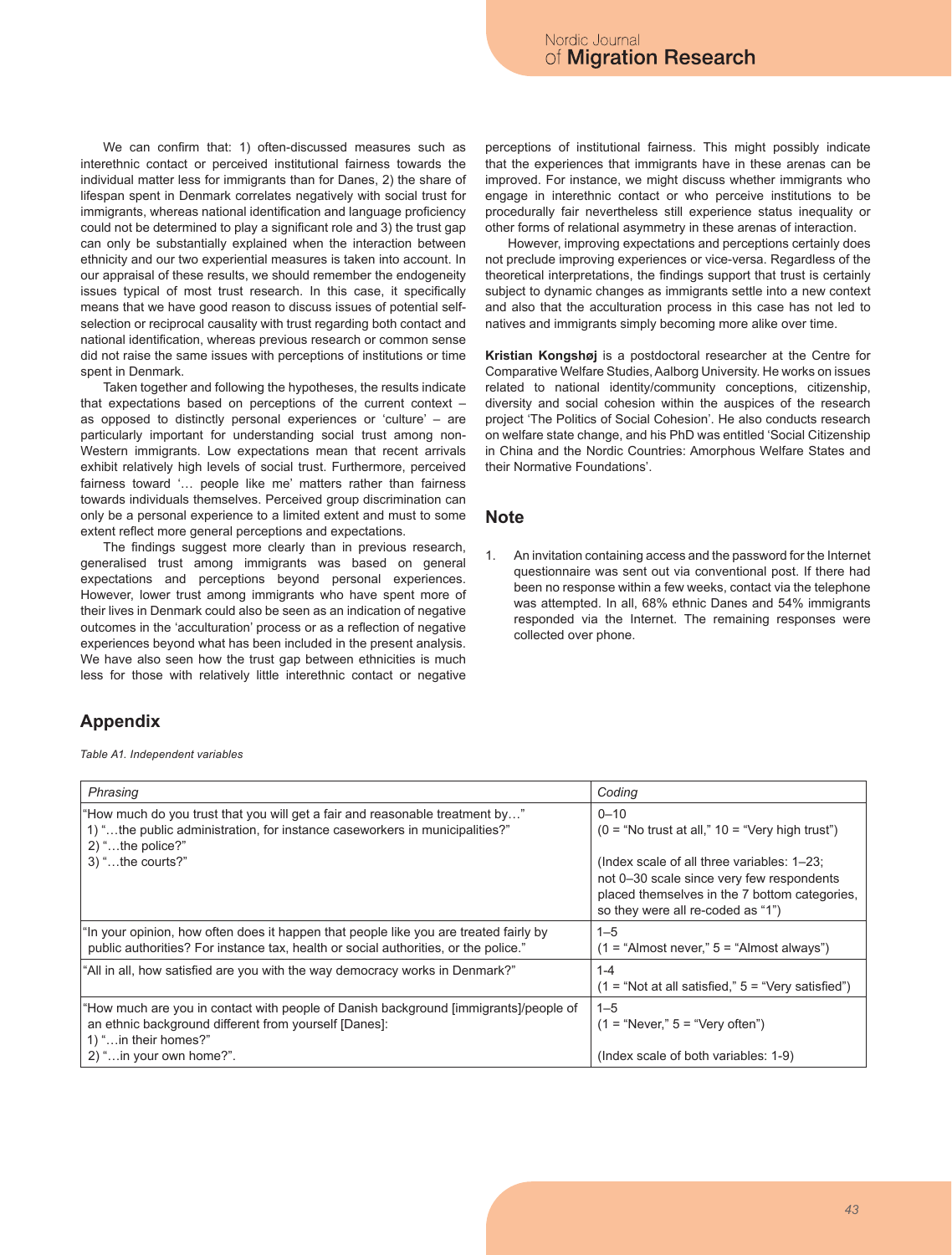We can confirm that: 1) often-discussed measures such as interethnic contact or perceived institutional fairness towards the individual matter less for immigrants than for Danes, 2) the share of lifespan spent in Denmark correlates negatively with social trust for immigrants, whereas national identification and language proficiency could not be determined to play a significant role and 3) the trust gap can only be substantially explained when the interaction between ethnicity and our two experiential measures is taken into account. In our appraisal of these results, we should remember the endogeneity issues typical of most trust research. In this case, it specifically means that we have good reason to discuss issues of potential self-selection or reciprocal causality with trust regarding both contact and national identification, whereas previous research or common sense did not raise the same issues with perceptions of institutions or time spent in Denmark.

Taken together and following the hypotheses, the results indicate that expectations based on perceptions of the current context – as opposed to distinctly personal experiences or 'culture' – are particularly important for understanding social trust among non-Western immigrants. Low expectations mean that recent arrivals exhibit relatively high levels of social trust. Furthermore, perceived fairness toward '… people like me' matters rather than fairness towards individuals themselves. Perceived group discrimination can only be a personal experience to a limited extent and must to some extent reflect more general perceptions and expectations.

The findings suggest more clearly than in previous research, generalised trust among immigrants was based on general expectations and perceptions beyond personal experiences. However, lower trust among immigrants who have spent more of their lives in Denmark could also be seen as an indication of negative outcomes in the 'acculturation' process or as a reflection of negative experiences beyond what has been included in the present analysis. We have also seen how the trust gap between ethnicities is much less for those with relatively little interethnic contact or negative perceptions of institutional fairness. This might possibly indicate that the experiences that immigrants have in these arenas can be improved. For instance, we might discuss whether immigrants who engage in interethnic contact or who perceive institutions to be procedurally fair nevertheless still experience status inequality or other forms of relational asymmetry in these arenas of interaction.

However, improving expectations and perceptions certainly does not preclude improving experiences or vice-versa. Regardless of the theoretical interpretations, the findings support that trust is certainly subject to dynamic changes as immigrants settle into a new context and also that the acculturation process in this case has not led to natives and immigrants simply becoming more alike over time.

**Kristian Kongshøj** is a postdoctoral researcher at the Centre for Comparative Welfare Studies, Aalborg University. He works on issues related to national identity/community conceptions, citizenship, diversity and social cohesion within the auspices of the research project 'The Politics of Social Cohesion'. He also conducts research on welfare state change, and his PhD was entitled 'Social Citizenship in China and the Nordic Countries: Amorphous Welfare States and their Normative Foundations'.

## Note

1. An invitation containing access and the password for the Internet questionnaire was sent out via conventional post. If there had been no response within a few weeks, contact via the telephone was attempted. In all, 68% ethnic Danes and 54% immigrants responded via the Internet. The remaining responses were collected over phone.

## Appendix

*Table A1. Independent variables*

| *Phrasing* | *Coding* |
|---|---|
| "How much do you trust that you will get a fair and reasonable treatment by…" 1) "…the public administration, for instance caseworkers in municipalities?" 2) "…the police?" 3) "…the courts?" | 0–10 (0 = "No trust at all," 10 = "Very high trust") (Index scale of all three variables: 1–23; not 0–30 scale since very few respondents placed themselves in the 7 bottom categories, so they were all re-coded as "1") |
| "In your opinion, how often does it happen that people like you are treated fairly by public authorities? For instance tax, health or social authorities, or the police." | 1–5 (1 = "Almost never," 5 = "Almost always") |
| "All in all, how satisfied are you with the way democracy works in Denmark?" | 1-4 (1 = "Not at all satisfied," 5 = "Very satisfied") |
| "How much are you in contact with people of Danish background [immigrants]/people of an ethnic background different from yourself [Danes]: 1) "…in their homes?" 2) "…in your own home?". | 1–5 (1 = "Never," 5 = "Very often") (Index scale of both variables: 1-9) |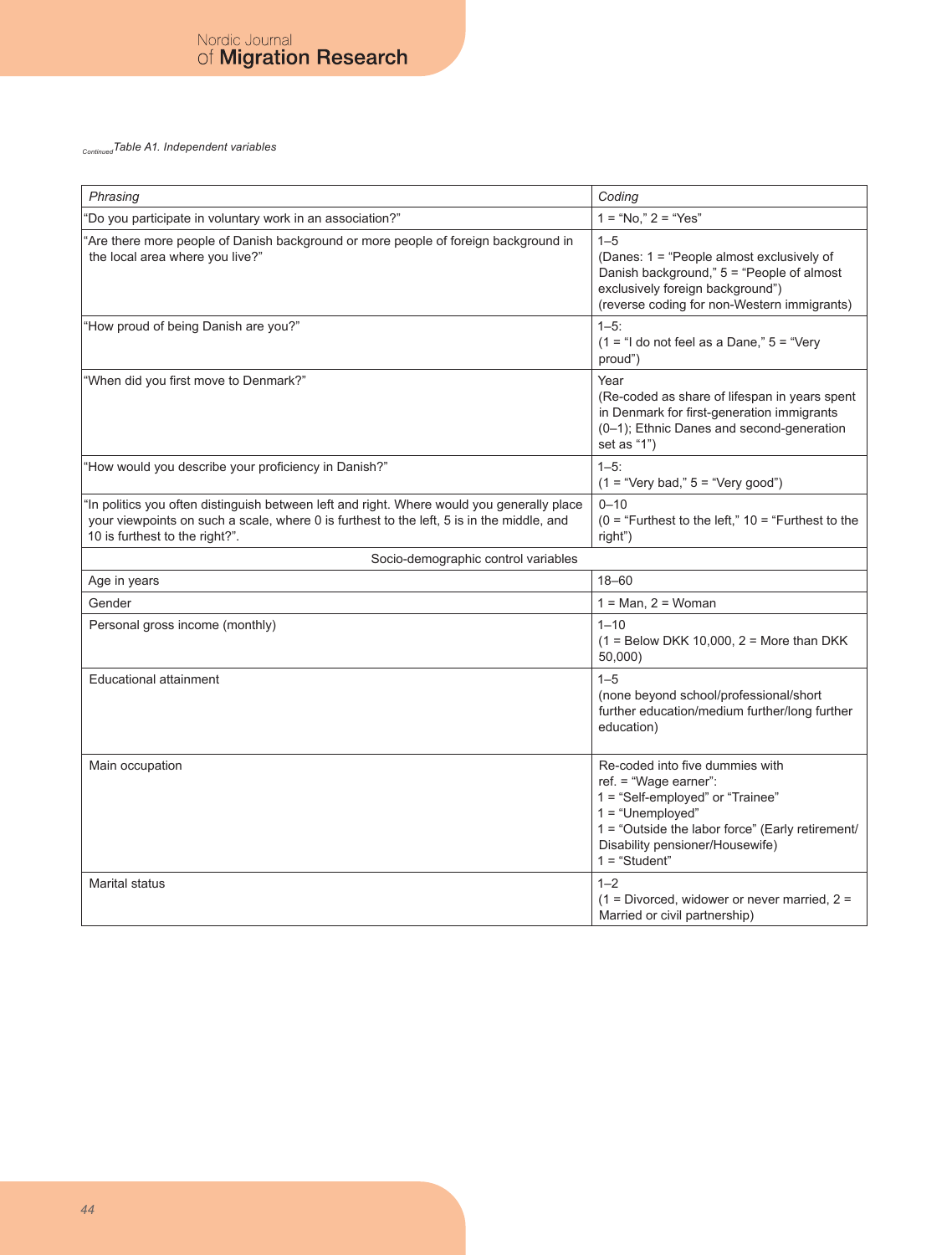*Continued Table A1. Independent variables*

| *Phrasing* | *Coding* |
|---|---|
| "Do you participate in voluntary work in an association?" | 1 = "No," 2 = "Yes" |
| "Are there more people of Danish background or more people of foreign background in the local area where you live?" | 1–5 (Danes: 1 = "People almost exclusively of Danish background," 5 = "People of almost exclusively foreign background") (reverse coding for non-Western immigrants) |
| "How proud of being Danish are you?" | 1–5: (1 = "I do not feel as a Dane," 5 = "Very proud") |
| "When did you first move to Denmark?" | Year (Re-coded as share of lifespan in years spent in Denmark for first-generation immigrants (0–1); Ethnic Danes and second-generation set as "1") |
| "How would you describe your proficiency in Danish?" | 1–5: (1 = "Very bad," 5 = "Very good") |
| "In politics you often distinguish between left and right. Where would you generally place your viewpoints on such a scale, where 0 is furthest to the left, 5 is in the middle, and 10 is furthest to the right?". | 0–10 (0 = "Furthest to the left," 10 = "Furthest to the right") |
| Socio-demographic control variables | |
| Age in years | 18–60 |
| Gender | 1 = Man, 2 = Woman |
| Personal gross income (monthly) | 1–10 (1 = Below DKK 10,000, 2 = More than DKK 50,000) |
| Educational attainment | 1–5 (none beyond school/professional/short further education/medium further/long further education) |
| Main occupation | Re-coded into five dummies with ref. = "Wage earner": 1 = "Self-employed" or "Trainee" 1 = "Unemployed" 1 = "Outside the labor force" (Early retirement/ Disability pensioner/Housewife) 1 = "Student" |
| Marital status | 1–2 (1 = Divorced, widower or never married, 2 = Married or civil partnership) |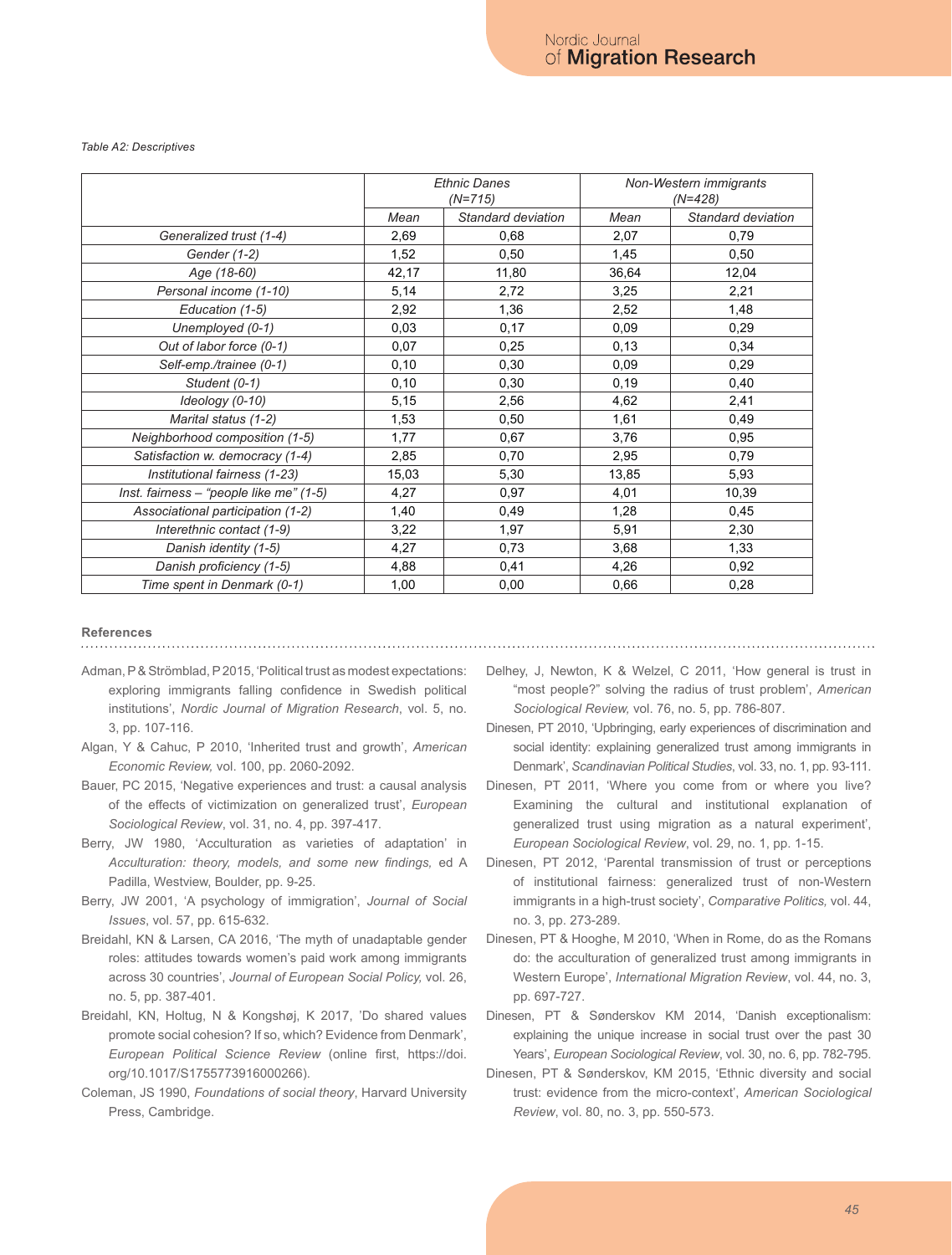*Table A2: Descriptives*

| | Ethnic Danes (N=715) | | Non-Western immigrants (N=428) | |
|---|---|---|---|---|
| | Mean | Standard deviation | Mean | Standard deviation |
| Generalized trust (1-4) | 2,69 | 0,68 | 2,07 | 0,79 |
| Gender (1-2) | 1,52 | 0,50 | 1,45 | 0,50 |
| Age (18-60) | 42,17 | 11,80 | 36,64 | 12,04 |
| Personal income (1-10) | 5,14 | 2,72 | 3,25 | 2,21 |
| Education (1-5) | 2,92 | 1,36 | 2,52 | 1,48 |
| Unemployed (0-1) | 0,03 | 0,17 | 0,09 | 0,29 |
| Out of labor force (0-1) | 0,07 | 0,25 | 0,13 | 0,34 |
| Self-emp./trainee (0-1) | 0,10 | 0,30 | 0,09 | 0,29 |
| Student (0-1) | 0,10 | 0,30 | 0,19 | 0,40 |
| Ideology (0-10) | 5,15 | 2,56 | 4,62 | 2,41 |
| Marital status (1-2) | 1,53 | 0,50 | 1,61 | 0,49 |
| Neighborhood composition (1-5) | 1,77 | 0,67 | 3,76 | 0,95 |
| Satisfaction w. democracy (1-4) | 2,85 | 0,70 | 2,95 | 0,79 |
| Institutional fairness (1-23) | 15,03 | 5,30 | 13,85 | 5,93 |
| Inst. fairness – "people like me" (1-5) | 4,27 | 0,97 | 4,01 | 10,39 |
| Associational participation (1-2) | 1,40 | 0,49 | 1,28 | 0,45 |
| Interethnic contact (1-9) | 3,22 | 1,97 | 5,91 | 2,30 |
| Danish identity (1-5) | 4,27 | 0,73 | 3,68 | 1,33 |
| Danish proficiency (1-5) | 4,88 | 0,41 | 4,26 | 0,92 |
| Time spent in Denmark (0-1) | 1,00 | 0,00 | 0,66 | 0,28 |

## References

Adman, P & Strömblad, P 2015, 'Political trust as modest expectations: exploring immigrants falling confidence in Swedish political institutions', *Nordic Journal of Migration Research*, vol. 5, no. 3, pp. 107-116.

Algan, Y & Cahuc, P 2010, 'Inherited trust and growth', *American Economic Review,* vol. 100, pp. 2060-2092.

Bauer, PC 2015, 'Negative experiences and trust: a causal analysis of the effects of victimization on generalized trust', *European Sociological Review*, vol. 31, no. 4, pp. 397-417.

Berry, JW 1980, 'Acculturation as varieties of adaptation' in *Acculturation: theory, models, and some new findings,* ed A Padilla, Westview, Boulder, pp. 9-25.

Berry, JW 2001, 'A psychology of immigration', *Journal of Social Issues*, vol. 57, pp. 615-632.

Breidahl, KN & Larsen, CA 2016, 'The myth of unadaptable gender roles: attitudes towards women's paid work among immigrants across 30 countries', *Journal of European Social Policy,* vol. 26, no. 5, pp. 387-401.

Breidahl, KN, Holtug, N & Kongshøj, K 2017, 'Do shared values promote social cohesion? If so, which? Evidence from Denmark', *European Political Science Review* (online first, https://doi.org/10.1017/S1755773916000266).

Coleman, JS 1990, *Foundations of social theory*, Harvard University Press, Cambridge.

Delhey, J, Newton, K & Welzel, C 2011, 'How general is trust in "most people?" solving the radius of trust problem', *American Sociological Review,* vol. 76, no. 5, pp. 786-807.

Dinesen, PT 2010, 'Upbringing, early experiences of discrimination and social identity: explaining generalized trust among immigrants in Denmark', *Scandinavian Political Studies*, vol. 33, no. 1, pp. 93-111.

Dinesen, PT 2011, 'Where you come from or where you live? Examining the cultural and institutional explanation of generalized trust using migration as a natural experiment', *European Sociological Review*, vol. 29, no. 1, pp. 1-15.

Dinesen, PT 2012, 'Parental transmission of trust or perceptions of institutional fairness: generalized trust of non-Western immigrants in a high-trust society', *Comparative Politics,* vol. 44, no. 3, pp. 273-289.

Dinesen, PT & Hooghe, M 2010, 'When in Rome, do as the Romans do: the acculturation of generalized trust among immigrants in Western Europe', *International Migration Review*, vol. 44, no. 3, pp. 697-727.

Dinesen, PT & Sønderskov KM 2014, 'Danish exceptionalism: explaining the unique increase in social trust over the past 30 Years', *European Sociological Review*, vol. 30, no. 6, pp. 782-795.

Dinesen, PT & Sønderskov, KM 2015, 'Ethnic diversity and social trust: evidence from the micro-context', *American Sociological Review*, vol. 80, no. 3, pp. 550-573.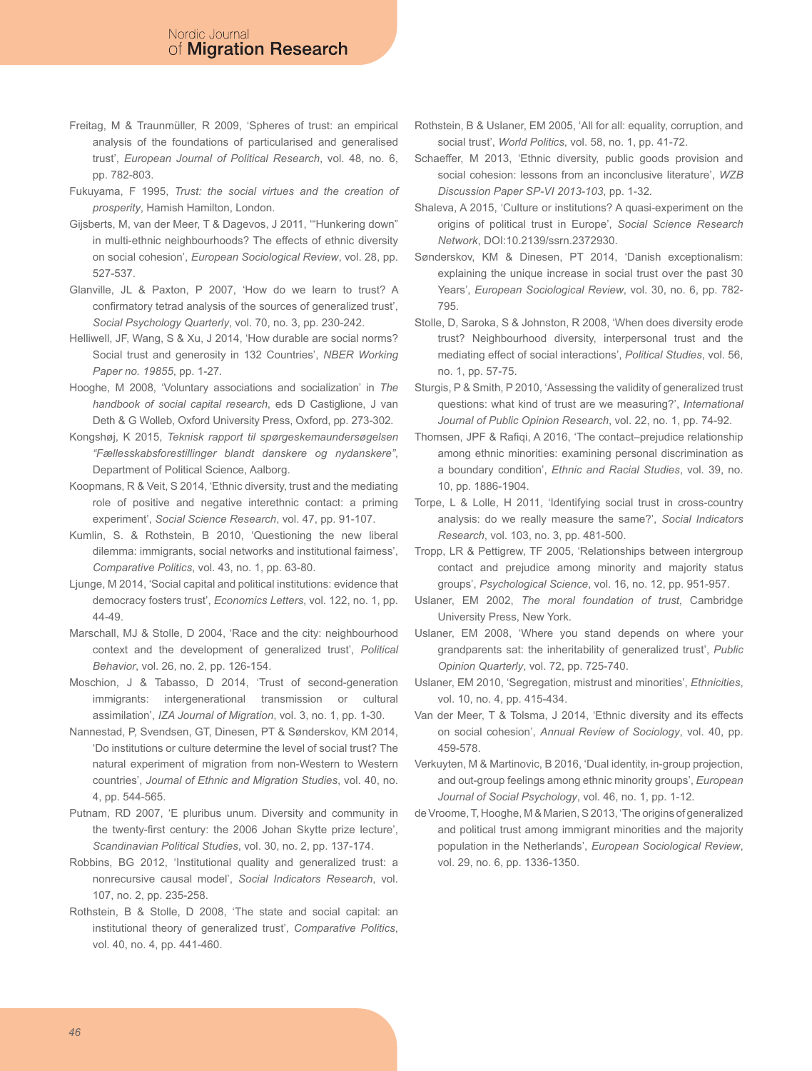Freitag, M & Traunmüller, R 2009, 'Spheres of trust: an empirical analysis of the foundations of particularised and generalised trust', *European Journal of Political Research*, vol. 48, no. 6, pp. 782-803.

Fukuyama, F 1995, *Trust: the social virtues and the creation of prosperity*, Hamish Hamilton, London.

Gijsberts, M, van der Meer, T & Dagevos, J 2011, '"Hunkering down" in multi-ethnic neighbourhoods? The effects of ethnic diversity on social cohesion', *European Sociological Review*, vol. 28, pp. 527-537.

Glanville, JL & Paxton, P 2007, 'How do we learn to trust? A confirmatory tetrad analysis of the sources of generalized trust', *Social Psychology Quarterly*, vol. 70, no. 3, pp. 230-242.

Helliwell, JF, Wang, S & Xu, J 2014, 'How durable are social norms? Social trust and generosity in 132 Countries', *NBER Working Paper no. 19855*, pp. 1-27.

Hooghe, M 2008, 'Voluntary associations and socialization' in *The handbook of social capital research*, eds D Castiglione, J van Deth & G Wolleb, Oxford University Press, Oxford, pp. 273-302.

Kongshøj, K 2015, *Teknisk rapport til spørgeskemaundersøgelsen "Fællesskabsforestillinger blandt danskere og nydanskere"*, Department of Political Science, Aalborg.

Koopmans, R & Veit, S 2014, 'Ethnic diversity, trust and the mediating role of positive and negative interethnic contact: a priming experiment', *Social Science Research*, vol. 47, pp. 91-107.

Kumlin, S. & Rothstein, B 2010, 'Questioning the new liberal dilemma: immigrants, social networks and institutional fairness', *Comparative Politics*, vol. 43, no. 1, pp. 63-80.

Ljunge, M 2014, 'Social capital and political institutions: evidence that democracy fosters trust', *Economics Letters*, vol. 122, no. 1, pp. 44-49.

Marschall, MJ & Stolle, D 2004, 'Race and the city: neighbourhood context and the development of generalized trust', *Political Behavior*, vol. 26, no. 2, pp. 126-154.

Moschion, J & Tabasso, D 2014, 'Trust of second-generation immigrants: intergenerational transmission or cultural assimilation', *IZA Journal of Migration*, vol. 3, no. 1, pp. 1-30.

Nannestad, P, Svendsen, GT, Dinesen, PT & Sønderskov, KM 2014, 'Do institutions or culture determine the level of social trust? The natural experiment of migration from non-Western to Western countries', *Journal of Ethnic and Migration Studies*, vol. 40, no. 4, pp. 544-565.

Putnam, RD 2007, 'E pluribus unum. Diversity and community in the twenty-first century: the 2006 Johan Skytte prize lecture', *Scandinavian Political Studies*, vol. 30, no. 2, pp. 137-174.

Robbins, BG 2012, 'Institutional quality and generalized trust: a nonrecursive causal model', *Social Indicators Research*, vol. 107, no. 2, pp. 235-258.

Rothstein, B & Stolle, D 2008, 'The state and social capital: an institutional theory of generalized trust', *Comparative Politics*, vol. 40, no. 4, pp. 441-460.

Rothstein, B & Uslaner, EM 2005, 'All for all: equality, corruption, and social trust', *World Politics*, vol. 58, no. 1, pp. 41-72.

Schaeffer, M 2013, 'Ethnic diversity, public goods provision and social cohesion: lessons from an inconclusive literature', *WZB Discussion Paper SP-VI 2013-103*, pp. 1-32.

Shaleva, A 2015, 'Culture or institutions? A quasi-experiment on the origins of political trust in Europe', *Social Science Research Network*, DOI:10.2139/ssrn.2372930.

Sønderskov, KM & Dinesen, PT 2014, 'Danish exceptionalism: explaining the unique increase in social trust over the past 30 Years', *European Sociological Review*, vol. 30, no. 6, pp. 782-795.

Stolle, D, Saroka, S & Johnston, R 2008, 'When does diversity erode trust? Neighbourhood diversity, interpersonal trust and the mediating effect of social interactions', *Political Studies*, vol. 56, no. 1, pp. 57-75.

Sturgis, P & Smith, P 2010, 'Assessing the validity of generalized trust questions: what kind of trust are we measuring?', *International Journal of Public Opinion Research*, vol. 22, no. 1, pp. 74-92.

Thomsen, JPF & Rafiqi, A 2016, 'The contact–prejudice relationship among ethnic minorities: examining personal discrimination as a boundary condition', *Ethnic and Racial Studies*, vol. 39, no. 10, pp. 1886-1904.

Torpe, L & Lolle, H 2011, 'Identifying social trust in cross-country analysis: do we really measure the same?', *Social Indicators Research*, vol. 103, no. 3, pp. 481-500.

Tropp, LR & Pettigrew, TF 2005, 'Relationships between intergroup contact and prejudice among minority and majority status groups', *Psychological Science*, vol. 16, no. 12, pp. 951-957.

Uslaner, EM 2002, *The moral foundation of trust*, Cambridge University Press, New York.

Uslaner, EM 2008, 'Where you stand depends on where your grandparents sat: the inheritability of generalized trust', *Public Opinion Quarterly*, vol. 72, pp. 725-740.

Uslaner, EM 2010, 'Segregation, mistrust and minorities', *Ethnicities*, vol. 10, no. 4, pp. 415-434.

Van der Meer, T & Tolsma, J 2014, 'Ethnic diversity and its effects on social cohesion', *Annual Review of Sociology*, vol. 40, pp. 459-578.

Verkuyten, M & Martinovic, B 2016, 'Dual identity, in-group projection, and out-group feelings among ethnic minority groups', *European Journal of Social Psychology*, vol. 46, no. 1, pp. 1-12.

de Vroome, T, Hooghe, M & Marien, S 2013, 'The origins of generalized and political trust among immigrant minorities and the majority population in the Netherlands', *European Sociological Review*, vol. 29, no. 6, pp. 1336-1350.